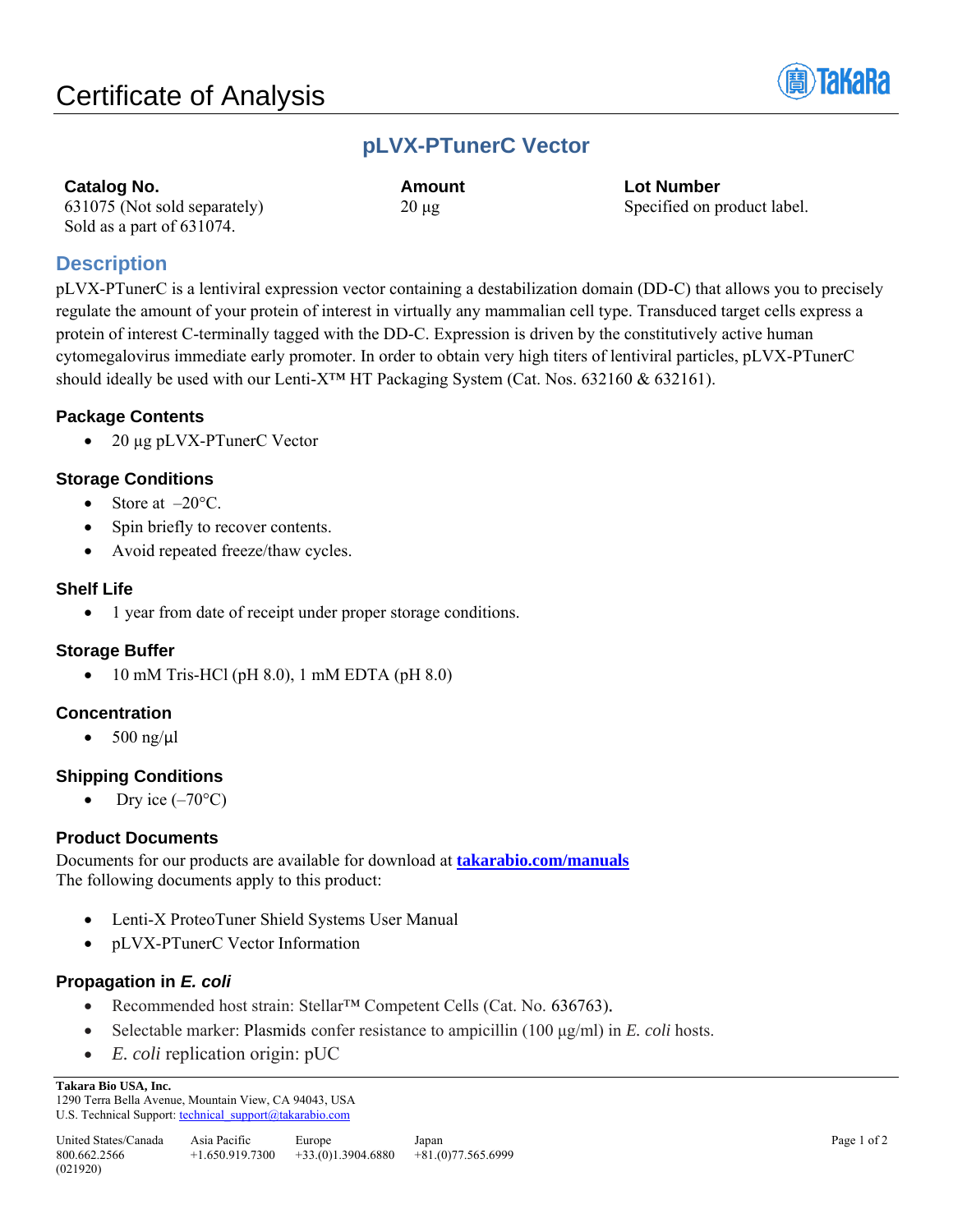# Certificate of Analysis

## pLVX-PTunerC Vector

| Catalog No. | Amount | Lot Number |
| --- | --- | --- |
| 631075 (Not sold separately) Sold as a part of 631074. | 20 µg | Specified on product label. |

## Description

pLVX-PTunerC is a lentiviral expression vector containing a destabilization domain (DD-C) that allows you to precisely regulate the amount of your protein of interest in virtually any mammalian cell type. Transduced target cells express a protein of interest C-terminally tagged with the DD-C. Expression is driven by the constitutively active human cytomegalovirus immediate early promoter. In order to obtain very high titers of lentiviral particles, pLVX-PTunerC should ideally be used with our Lenti-X™ HT Packaging System (Cat. Nos. 632160 & 632161).

### Package Contents

- 20 µg pLVX-PTunerC Vector

### Storage Conditions

- Store at –20°C.
- Spin briefly to recover contents.
- Avoid repeated freeze/thaw cycles.

### Shelf Life

- 1 year from date of receipt under proper storage conditions.

### Storage Buffer

- 10 mM Tris-HCl (pH 8.0), 1 mM EDTA (pH 8.0)

### Concentration

- 500 ng/µl

### Shipping Conditions

- Dry ice (–70°C)

### Product Documents

Documents for our products are available for download at **takarabio.com/manuals**
The following documents apply to this product:

- Lenti-X ProteoTuner Shield Systems User Manual
- pLVX-PTunerC Vector Information

### Propagation in *E. coli*

- Recommended host strain: Stellar™ Competent Cells (Cat. No. 636763).
- Selectable marker: Plasmids confer resistance to ampicillin (100 µg/ml) in *E. coli* hosts.
- *E. coli* replication origin: pUC

**Takara Bio USA, Inc.**
1290 Terra Bella Avenue, Mountain View, CA 94043, USA
U.S. Technical Support: technical_support@takarabio.com

| United States/Canada | Asia Pacific | Europe | Japan |
| --- | --- | --- | --- |
| 800.662.2566 | +1.650.919.7300 | +33.(0)1.3904.6880 | +81.(0)77.565.6999 |

(021920)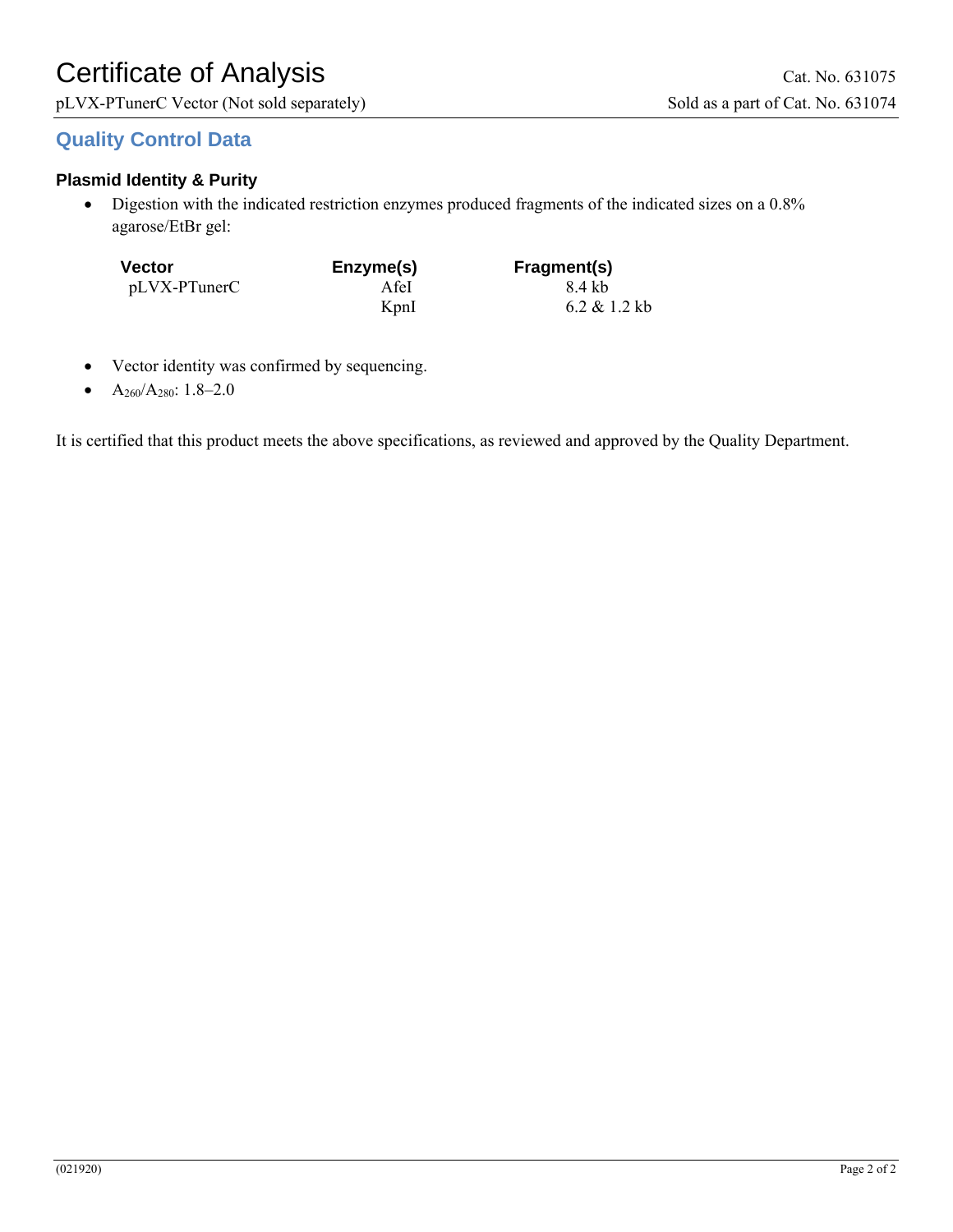# Certificate of Analysis

Cat. No. 631075

pLVX-PTunerC Vector (Not sold separately)

Sold as a part of Cat. No. 631074

## Quality Control Data

### Plasmid Identity & Purity

- Digestion with the indicated restriction enzymes produced fragments of the indicated sizes on a 0.8% agarose/EtBr gel:

| Vector | Enzyme(s) | Fragment(s) |
|---|---|---|
| pLVX-PTunerC | AfeI | 8.4 kb |
| | KpnI | 6.2 & 1.2 kb |

- Vector identity was confirmed by sequencing.
- $A_{260}/A_{280}$: 1.8–2.0

It is certified that this product meets the above specifications, as reviewed and approved by the Quality Department.

(021920)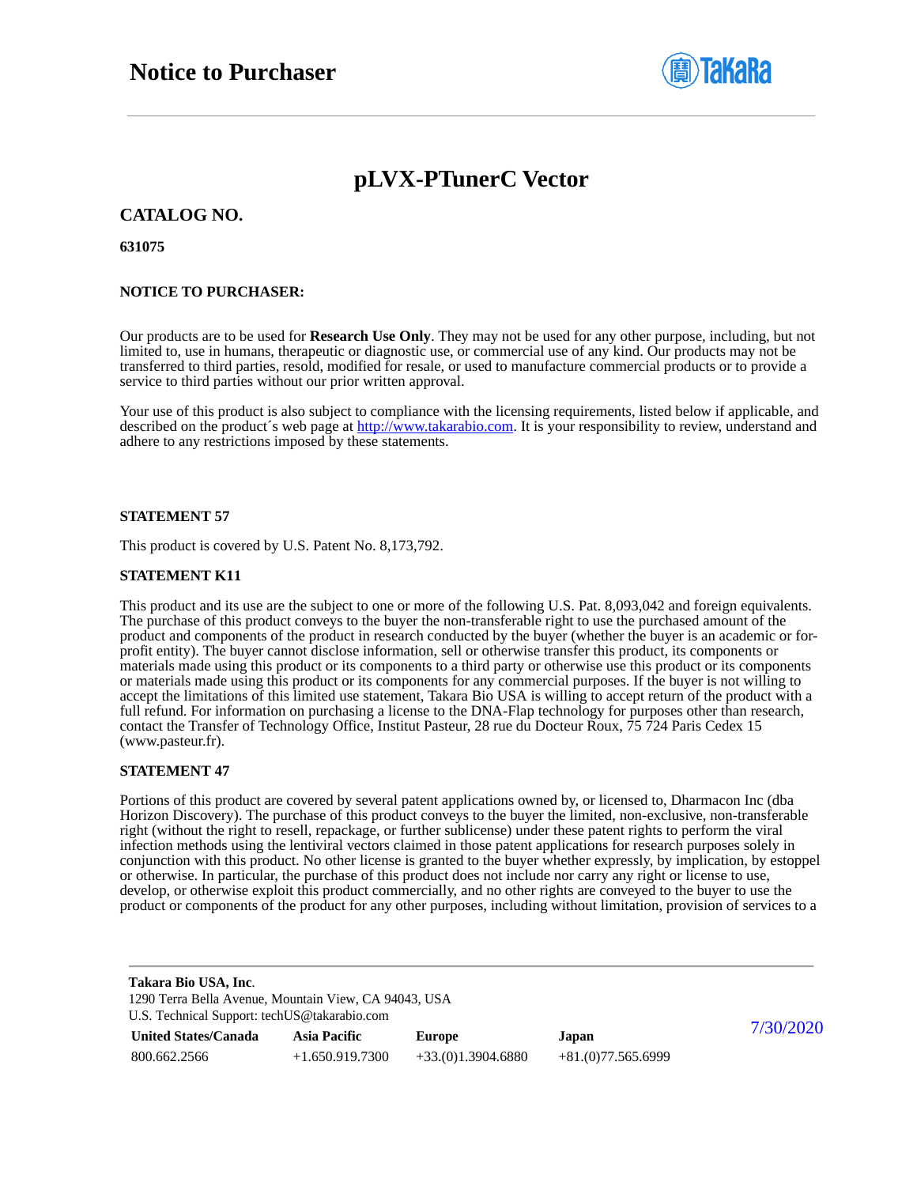# pLVX-PTunerC Vector

## CATALOG NO.

**631075**

**NOTICE TO PURCHASER:**

Our products are to be used for **Research Use Only**. They may not be used for any other purpose, including, but not limited to, use in humans, therapeutic or diagnostic use, or commercial use of any kind. Our products may not be transferred to third parties, resold, modified for resale, or used to manufacture commercial products or to provide a service to third parties without our prior written approval.

Your use of this product is also subject to compliance with the licensing requirements, listed below if applicable, and described on the product´s web page at http://www.takarabio.com. It is your responsibility to review, understand and adhere to any restrictions imposed by these statements.

**STATEMENT 57**

This product is covered by U.S. Patent No. 8,173,792.

**STATEMENT K11**

This product and its use are the subject to one or more of the following U.S. Pat. 8,093,042 and foreign equivalents. The purchase of this product conveys to the buyer the non-transferable right to use the purchased amount of the product and components of the product in research conducted by the buyer (whether the buyer is an academic or for-profit entity). The buyer cannot disclose information, sell or otherwise transfer this product, its components or materials made using this product or its components to a third party or otherwise use this product or its components or materials made using this product or its components for any commercial purposes. If the buyer is not willing to accept the limitations of this limited use statement, Takara Bio USA is willing to accept return of the product with a full refund. For information on purchasing a license to the DNA-Flap technology for purposes other than research, contact the Transfer of Technology Office, Institut Pasteur, 28 rue du Docteur Roux, 75 724 Paris Cedex 15 (www.pasteur.fr).

**STATEMENT 47**

Portions of this product are covered by several patent applications owned by, or licensed to, Dharmacon Inc (dba Horizon Discovery). The purchase of this product conveys to the buyer the limited, non-exclusive, non-transferable right (without the right to resell, repackage, or further sublicense) under these patent rights to perform the viral infection methods using the lentiviral vectors claimed in those patent applications for research purposes solely in conjunction with this product. No other license is granted to the buyer whether expressly, by implication, by estoppel or otherwise. In particular, the purchase of this product does not include nor carry any right or license to use, develop, or otherwise exploit this product commercially, and no other rights are conveyed to the buyer to use the product or components of the product for any other purposes, including without limitation, provision of services to a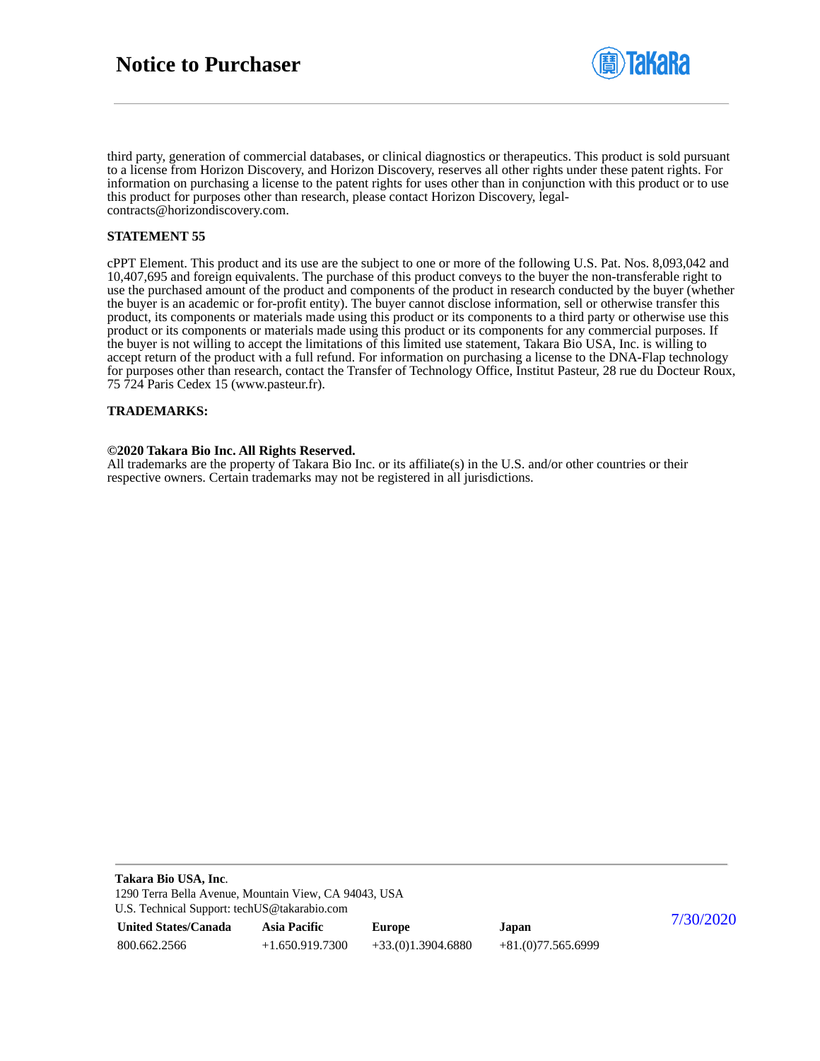third party, generation of commercial databases, or clinical diagnostics or therapeutics. This product is sold pursuant to a license from Horizon Discovery, and Horizon Discovery, reserves all other rights under these patent rights. For information on purchasing a license to the patent rights for uses other than in conjunction with this product or to use this product for purposes other than research, please contact Horizon Discovery, legal-contracts@horizondiscovery.com.

**STATEMENT 55**

cPPT Element. This product and its use are the subject to one or more of the following U.S. Pat. Nos. 8,093,042 and 10,407,695 and foreign equivalents. The purchase of this product conveys to the buyer the non-transferable right to use the purchased amount of the product and components of the product in research conducted by the buyer (whether the buyer is an academic or for-profit entity). The buyer cannot disclose information, sell or otherwise transfer this product, its components or materials made using this product or its components to a third party or otherwise use this product or its components or materials made using this product or its components for any commercial purposes. If the buyer is not willing to accept the limitations of this limited use statement, Takara Bio USA, Inc. is willing to accept return of the product with a full refund. For information on purchasing a license to the DNA-Flap technology for purposes other than research, contact the Transfer of Technology Office, Institut Pasteur, 28 rue du Docteur Roux, 75 724 Paris Cedex 15 (www.pasteur.fr).

**TRADEMARKS:**

**©2020 Takara Bio Inc. All Rights Reserved.**
All trademarks are the property of Takara Bio Inc. or its affiliate(s) in the U.S. and/or other countries or their respective owners. Certain trademarks may not be registered in all jurisdictions.

**Takara Bio USA, Inc**.
1290 Terra Bella Avenue, Mountain View, CA 94043, USA
U.S. Technical Support: techUS@takarabio.com

| United States/Canada | Asia Pacific | Europe | Japan |
|---|---|---|---|
| 800.662.2566 | +1.650.919.7300 | +33.(0)1.3904.6880 | +81.(0)77.565.6999 |

7/30/2020